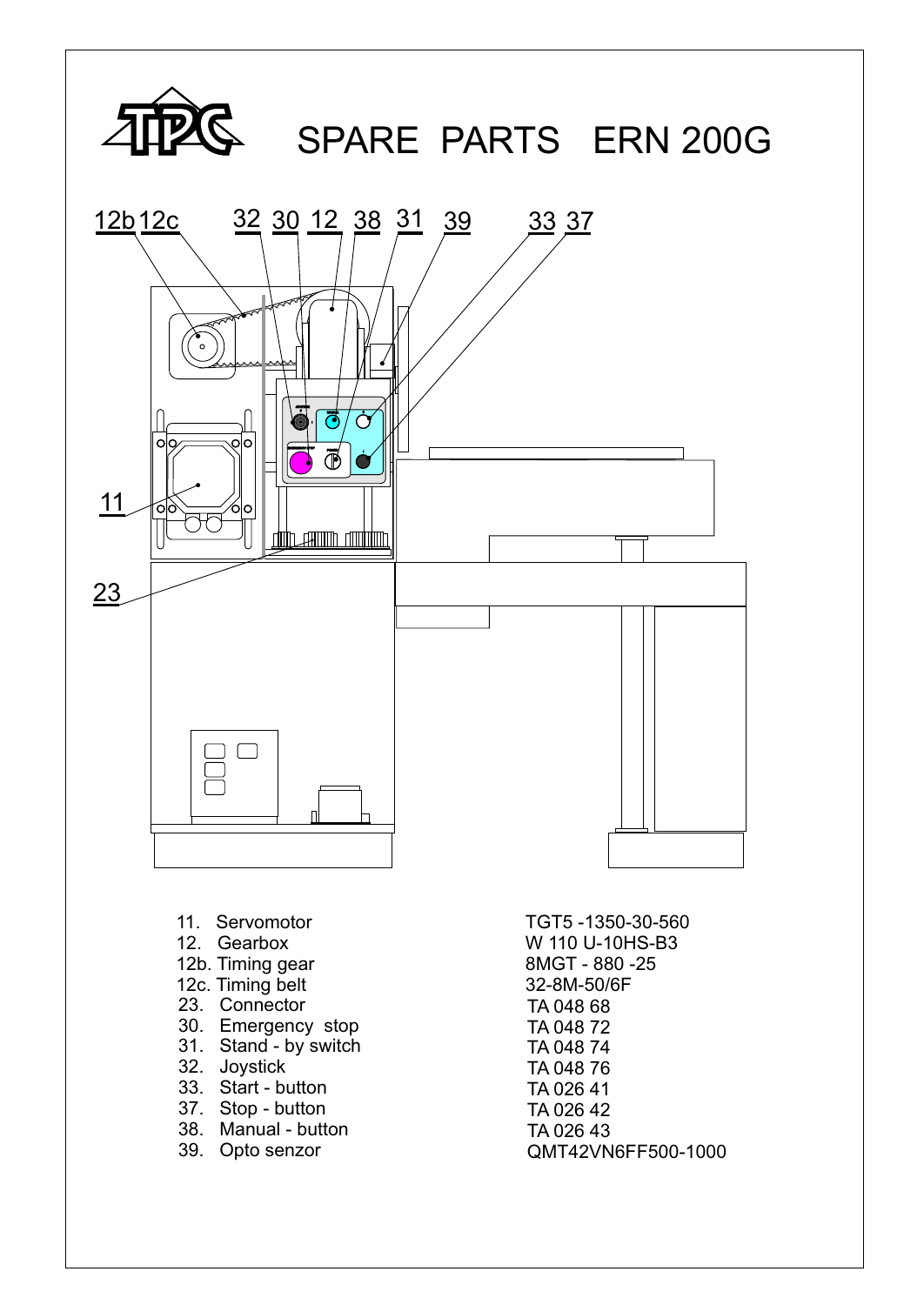# SPARE PARTS ERN 200G

| No. | Part | Code |
| --- | --- | --- |
| 11. | Servomotor | TGT5 -1350-30-560 |
| 12. | Gearbox | W 110 U-10HS-B3 |
| 12b. | Timing gear | 8MGT - 880 -25 |
| 12c. | Timing belt | 32-8M-50/6F |
| 23. | Connector | TA 048 68 |
| 30. | Emergency stop | TA 048 72 |
| 31. | Stand - by switch | TA 048 74 |
| 32. | Joystick | TA 048 76 |
| 33. | Start - button | TA 026 41 |
| 37. | Stop - button | TA 026 42 |
| 38. | Manual - button | TA 026 43 |
| 39. | Opto senzor | QMT42VN6FF500-1000 |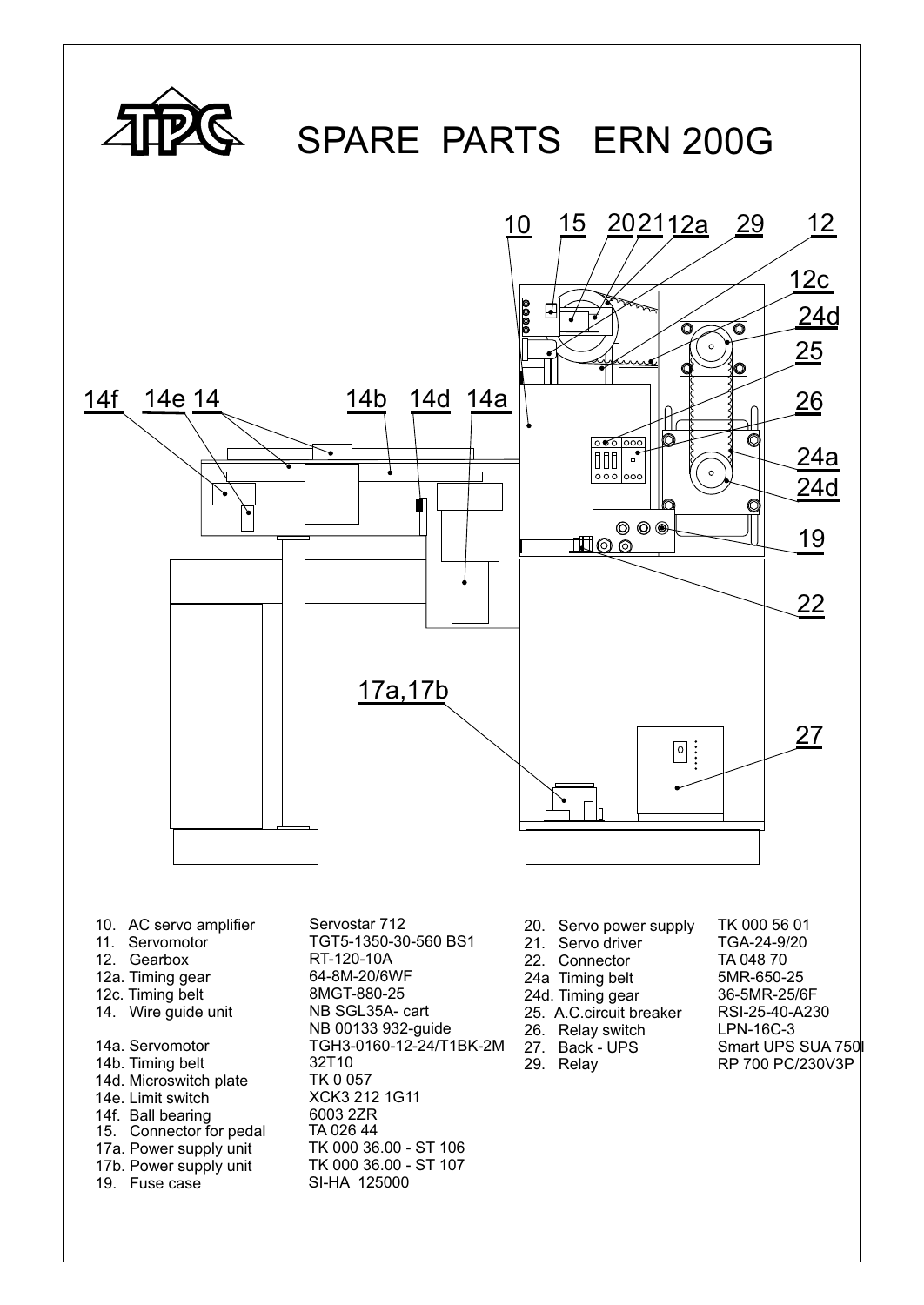# SPARE PARTS ERN 200G

| No. | Part | Type |
| --- | --- | --- |
| 10. | AC servo amplifier | Servostar 712 |
| 11. | Servomotor | TGT5-1350-30-560 BS1 |
| 12. | Gearbox | RT-120-10A |
| 12a. | Timing gear | 64-8M-20/6WF |
| 12c. | Timing belt | 8MGT-880-25 |
| 14. | Wire guide unit | NB SGL35A- cart<br>NB 00133 932-guide |
| 14a. | Servomotor | TGH3-0160-12-24/T1BK-2M |
| 14b. | Timing belt | 32T10 |
| 14d. | Microswitch plate | TK 0 057 |
| 14e. | Limit switch | XCK3 212 1G11 |
| 14f. | Ball bearing | 6003 2ZR |
| 15. | Connector for pedal | TA 026 44 |
| 17a. | Power supply unit | TK 000 36.00 - ST 106 |
| 17b. | Power supply unit | TK 000 36.00 - ST 107 |
| 19. | Fuse case | SI-HA 125000 |
| 20. | Servo power supply | TK 000 56 01 |
| 21. | Servo driver | TGA-24-9/20 |
| 22. | Connector | TA 048 70 |
| 24a | Timing belt | 5MR-650-25 |
| 24d. | Timing gear | 36-5MR-25/6F |
| 25. | A.C.circuit breaker | RSI-25-40-A230 |
| 26. | Relay switch | LPN-16C-3 |
| 27. | Back - UPS | Smart UPS SUA 750I |
| 29. | Relay | RP 700 PC/230V3P |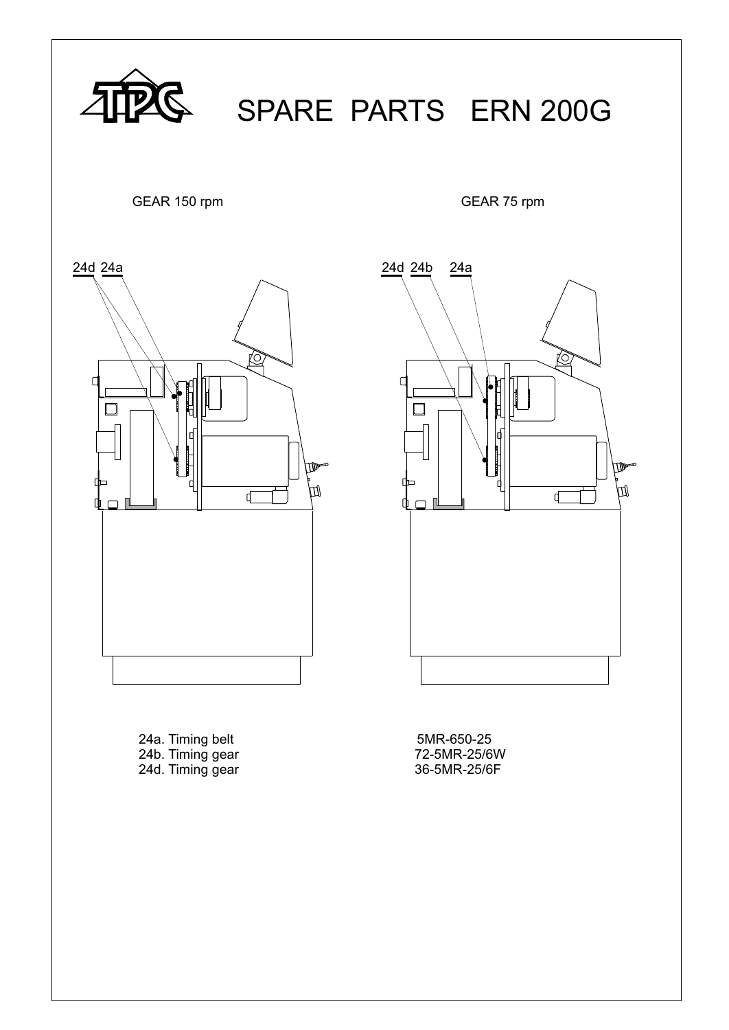# SPARE PARTS ERN 200G

GEAR 150 rpm

24d 24a

GEAR 75 rpm

24d 24b 24a

| | |
|---|---|
| 24a. Timing belt | 5MR-650-25 |
| 24b. Timing gear | 72-5MR-25/6W |
| 24d. Timing gear | 36-5MR-25/6F |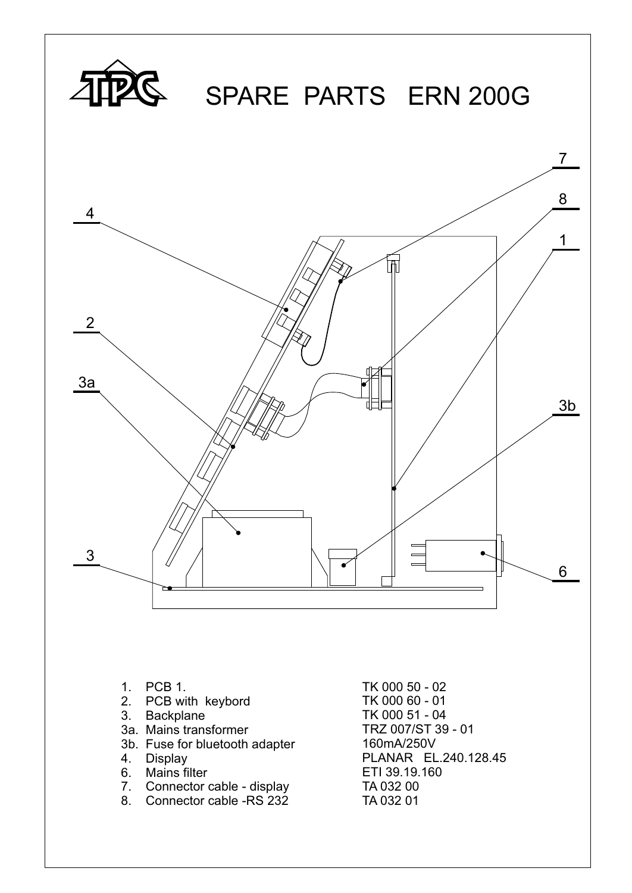# SPARE PARTS ERN 200G

7

8

4

1

2

3a

3b

3

6

| | | |
|---|---|---|
| 1. | PCB 1. | TK 000 50 - 02 |
| 2. | PCB with keybord | TK 000 60 - 01 |
| 3. | Backplane | TK 000 51 - 04 |
| 3a. | Mains transformer | TRZ 007/ST 39 - 01 |
| 3b. | Fuse for bluetooth adapter | 160mA/250V |
| 4. | Display | PLANAR EL.240.128.45 |
| 6. | Mains filter | ETI 39.19.160 |
| 7. | Connector cable - display | TA 032 00 |
| 8. | Connector cable -RS 232 | TA 032 01 |